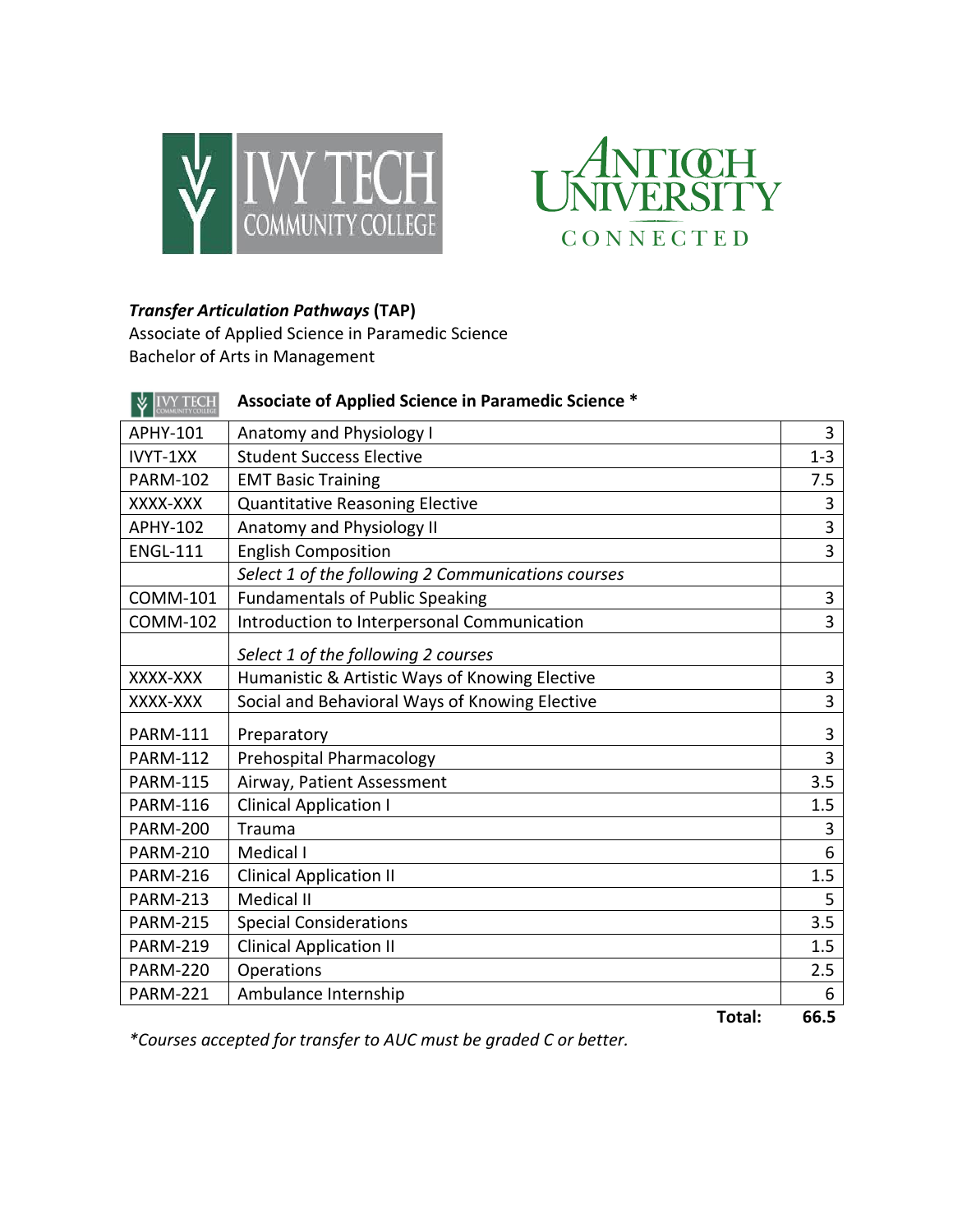**_Transfer Articulation Pathways_ (TAP)**
Associate of Applied Science in Paramedic Science
Bachelor of Arts in Management

### Associate of Applied Science in Paramedic Science *

| | | |
|---|---|---|
| APHY-101 | Anatomy and Physiology I | 3 |
| IVYT-1XX | Student Success Elective | 1-3 |
| PARM-102 | EMT Basic Training | 7.5 |
| XXXX-XXX | Quantitative Reasoning Elective | 3 |
| APHY-102 | Anatomy and Physiology II | 3 |
| ENGL-111 | English Composition | 3 |
| | *Select 1 of the following 2 Communications courses* | |
| COMM-101 | Fundamentals of Public Speaking | 3 |
| COMM-102 | Introduction to Interpersonal Communication | 3 |
| | *Select 1 of the following 2 courses* | |
| XXXX-XXX | Humanistic & Artistic Ways of Knowing Elective | 3 |
| XXXX-XXX | Social and Behavioral Ways of Knowing Elective | 3 |
| PARM-111 | Preparatory | 3 |
| PARM-112 | Prehospital Pharmacology | 3 |
| PARM-115 | Airway, Patient Assessment | 3.5 |
| PARM-116 | Clinical Application I | 1.5 |
| PARM-200 | Trauma | 3 |
| PARM-210 | Medical I | 6 |
| PARM-216 | Clinical Application II | 1.5 |
| PARM-213 | Medical II | 5 |
| PARM-215 | Special Considerations | 3.5 |
| PARM-219 | Clinical Application II | 1.5 |
| PARM-220 | Operations | 2.5 |
| PARM-221 | Ambulance Internship | 6 |
| | **Total:** | **66.5** |

*\*Courses accepted for transfer to AUC must be graded C or better.*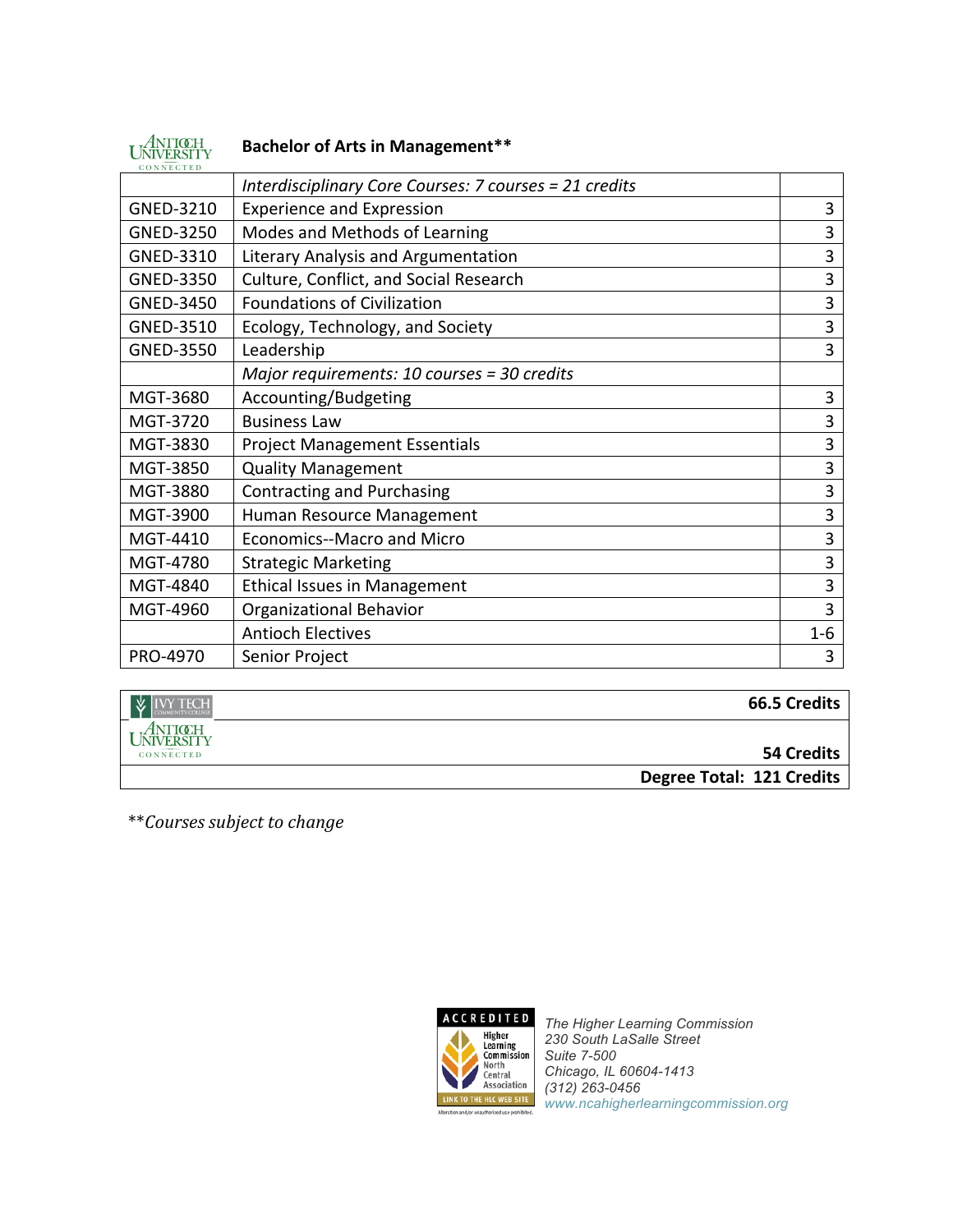## Bachelor of Arts in Management**

| | | |
|---|---|---|
| | *Interdisciplinary Core Courses: 7 courses = 21 credits* | |
| GNED-3210 | Experience and Expression | 3 |
| GNED-3250 | Modes and Methods of Learning | 3 |
| GNED-3310 | Literary Analysis and Argumentation | 3 |
| GNED-3350 | Culture, Conflict, and Social Research | 3 |
| GNED-3450 | Foundations of Civilization | 3 |
| GNED-3510 | Ecology, Technology, and Society | 3 |
| GNED-3550 | Leadership | 3 |
| | *Major requirements: 10 courses = 30 credits* | |
| MGT-3680 | Accounting/Budgeting | 3 |
| MGT-3720 | Business Law | 3 |
| MGT-3830 | Project Management Essentials | 3 |
| MGT-3850 | Quality Management | 3 |
| MGT-3880 | Contracting and Purchasing | 3 |
| MGT-3900 | Human Resource Management | 3 |
| MGT-4410 | Economics--Macro and Micro | 3 |
| MGT-4780 | Strategic Marketing | 3 |
| MGT-4840 | Ethical Issues in Management | 3 |
| MGT-4960 | Organizational Behavior | 3 |
| | Antioch Electives | 1-6 |
| PRO-4970 | Senior Project | 3 |

| | |
|---|---|
| Ivy Tech Community College | **66.5 Credits** |
| Antioch University Connected | **54 Credits** |
| | **Degree Total: 121 Credits** |

***Courses subject to change*

ACCREDITED Higher Learning Commission North Central Association

*The Higher Learning Commission*
*230 South LaSalle Street*
*Suite 7-500*
*Chicago, IL 60604-1413*
*(312) 263-0456*
*www.ncahigherlearningcommission.org*